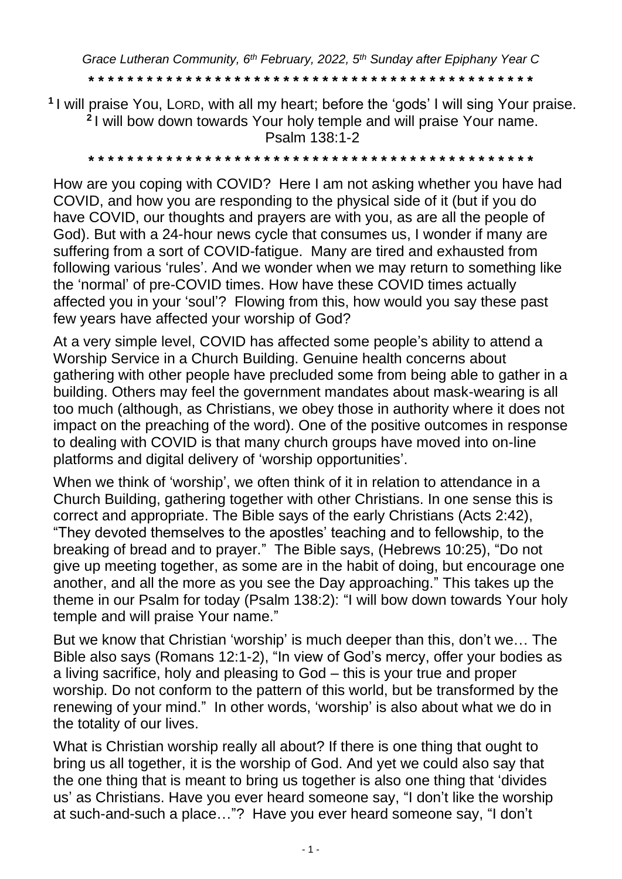*Grace Lutheran Community, 6th February, 2022, 5th Sunday after Epiphany Year C*

\* \* \* \* \* \* \* \* \* \* \* \* \* \* \* \* \* \* \* \* \* \* \* \* \* \* \* \* \* \* \* \* \* \* \* \* \* \* \* \* \* \* \* \* \* \* \*

[1] I will praise You, LORD, with all my heart; before the 'gods' I will sing Your praise.
[2] I will bow down towards Your holy temple and will praise Your name.
Psalm 138:1-2

\* \* \* \* \* \* \* \* \* \* \* \* \* \* \* \* \* \* \* \* \* \* \* \* \* \* \* \* \* \* \* \* \* \* \* \* \* \* \* \* \* \* \* \* \* \* \*

How are you coping with COVID? Here I am not asking whether you have had COVID, and how you are responding to the physical side of it (but if you do have COVID, our thoughts and prayers are with you, as are all the people of God). But with a 24-hour news cycle that consumes us, I wonder if many are suffering from a sort of COVID-fatigue. Many are tired and exhausted from following various 'rules'. And we wonder when we may return to something like the 'normal' of pre-COVID times. How have these COVID times actually affected you in your 'soul'? Flowing from this, how would you say these past few years have affected your worship of God?

At a very simple level, COVID has affected some people's ability to attend a Worship Service in a Church Building. Genuine health concerns about gathering with other people have precluded some from being able to gather in a building. Others may feel the government mandates about mask-wearing is all too much (although, as Christians, we obey those in authority where it does not impact on the preaching of the word). One of the positive outcomes in response to dealing with COVID is that many church groups have moved into on-line platforms and digital delivery of 'worship opportunities'.

When we think of 'worship', we often think of it in relation to attendance in a Church Building, gathering together with other Christians. In one sense this is correct and appropriate. The Bible says of the early Christians (Acts 2:42), "They devoted themselves to the apostles' teaching and to fellowship, to the breaking of bread and to prayer." The Bible says, (Hebrews 10:25), "Do not give up meeting together, as some are in the habit of doing, but encourage one another, and all the more as you see the Day approaching." This takes up the theme in our Psalm for today (Psalm 138:2): "I will bow down towards Your holy temple and will praise Your name."

But we know that Christian 'worship' is much deeper than this, don't we… The Bible also says (Romans 12:1-2), "In view of God's mercy, offer your bodies as a living sacrifice, holy and pleasing to God – this is your true and proper worship. Do not conform to the pattern of this world, but be transformed by the renewing of your mind." In other words, 'worship' is also about what we do in the totality of our lives.

What is Christian worship really all about? If there is one thing that ought to bring us all together, it is the worship of God. And yet we could also say that the one thing that is meant to bring us together is also one thing that 'divides us' as Christians. Have you ever heard someone say, "I don't like the worship at such-and-such a place…"? Have you ever heard someone say, "I don't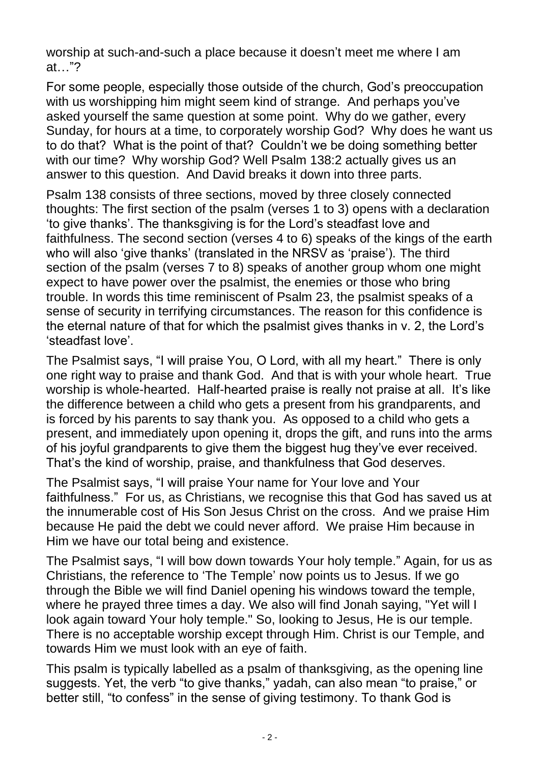worship at such-and-such a place because it doesn't meet me where I am at…"?

For some people, especially those outside of the church, God's preoccupation with us worshipping him might seem kind of strange. And perhaps you've asked yourself the same question at some point. Why do we gather, every Sunday, for hours at a time, to corporately worship God? Why does he want us to do that? What is the point of that? Couldn't we be doing something better with our time? Why worship God? Well Psalm 138:2 actually gives us an answer to this question. And David breaks it down into three parts.

Psalm 138 consists of three sections, moved by three closely connected thoughts: The first section of the psalm (verses 1 to 3) opens with a declaration 'to give thanks'. The thanksgiving is for the Lord's steadfast love and faithfulness. The second section (verses 4 to 6) speaks of the kings of the earth who will also 'give thanks' (translated in the NRSV as 'praise'). The third section of the psalm (verses 7 to 8) speaks of another group whom one might expect to have power over the psalmist, the enemies or those who bring trouble. In words this time reminiscent of Psalm 23, the psalmist speaks of a sense of security in terrifying circumstances. The reason for this confidence is the eternal nature of that for which the psalmist gives thanks in v. 2, the Lord's 'steadfast love'.

The Psalmist says, "I will praise You, O Lord, with all my heart." There is only one right way to praise and thank God. And that is with your whole heart. True worship is whole-hearted. Half-hearted praise is really not praise at all. It's like the difference between a child who gets a present from his grandparents, and is forced by his parents to say thank you. As opposed to a child who gets a present, and immediately upon opening it, drops the gift, and runs into the arms of his joyful grandparents to give them the biggest hug they've ever received. That's the kind of worship, praise, and thankfulness that God deserves.

The Psalmist says, "I will praise Your name for Your love and Your faithfulness." For us, as Christians, we recognise this that God has saved us at the innumerable cost of His Son Jesus Christ on the cross. And we praise Him because He paid the debt we could never afford. We praise Him because in Him we have our total being and existence.

The Psalmist says, "I will bow down towards Your holy temple." Again, for us as Christians, the reference to 'The Temple' now points us to Jesus. If we go through the Bible we will find Daniel opening his windows toward the temple, where he prayed three times a day. We also will find Jonah saying, "Yet will I look again toward Your holy temple." So, looking to Jesus, He is our temple. There is no acceptable worship except through Him. Christ is our Temple, and towards Him we must look with an eye of faith.

This psalm is typically labelled as a psalm of thanksgiving, as the opening line suggests. Yet, the verb "to give thanks," yadah, can also mean "to praise," or better still, "to confess" in the sense of giving testimony. To thank God is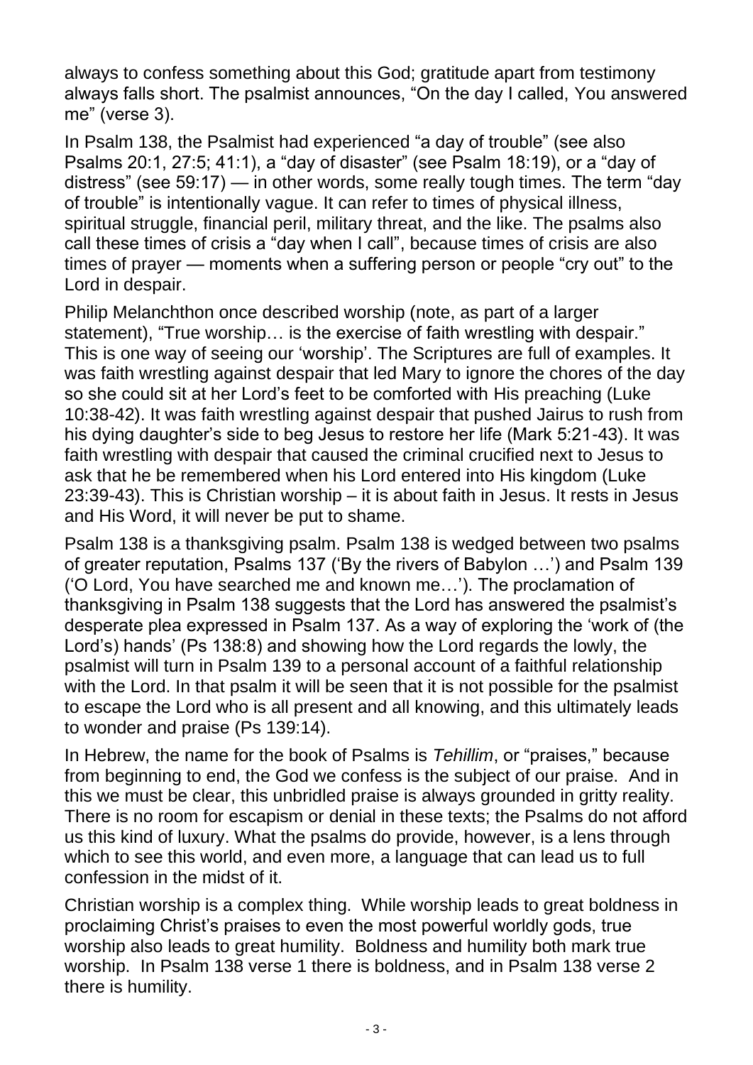always to confess something about this God; gratitude apart from testimony always falls short. The psalmist announces, "On the day I called, You answered me" (verse 3).

In Psalm 138, the Psalmist had experienced "a day of trouble" (see also Psalms 20:1, 27:5; 41:1), a "day of disaster" (see Psalm 18:19), or a "day of distress" (see 59:17) — in other words, some really tough times. The term "day of trouble" is intentionally vague. It can refer to times of physical illness, spiritual struggle, financial peril, military threat, and the like. The psalms also call these times of crisis a "day when I call", because times of crisis are also times of prayer — moments when a suffering person or people "cry out" to the Lord in despair.

Philip Melanchthon once described worship (note, as part of a larger statement), "True worship… is the exercise of faith wrestling with despair." This is one way of seeing our 'worship'. The Scriptures are full of examples. It was faith wrestling against despair that led Mary to ignore the chores of the day so she could sit at her Lord's feet to be comforted with His preaching (Luke 10:38-42). It was faith wrestling against despair that pushed Jairus to rush from his dying daughter's side to beg Jesus to restore her life (Mark 5:21-43). It was faith wrestling with despair that caused the criminal crucified next to Jesus to ask that he be remembered when his Lord entered into His kingdom (Luke 23:39-43). This is Christian worship – it is about faith in Jesus. It rests in Jesus and His Word, it will never be put to shame.

Psalm 138 is a thanksgiving psalm. Psalm 138 is wedged between two psalms of greater reputation, Psalms 137 ('By the rivers of Babylon …') and Psalm 139 ('O Lord, You have searched me and known me…'). The proclamation of thanksgiving in Psalm 138 suggests that the Lord has answered the psalmist's desperate plea expressed in Psalm 137. As a way of exploring the 'work of (the Lord's) hands' (Ps 138:8) and showing how the Lord regards the lowly, the psalmist will turn in Psalm 139 to a personal account of a faithful relationship with the Lord. In that psalm it will be seen that it is not possible for the psalmist to escape the Lord who is all present and all knowing, and this ultimately leads to wonder and praise (Ps 139:14).

In Hebrew, the name for the book of Psalms is *Tehillim*, or "praises," because from beginning to end, the God we confess is the subject of our praise. And in this we must be clear, this unbridled praise is always grounded in gritty reality. There is no room for escapism or denial in these texts; the Psalms do not afford us this kind of luxury. What the psalms do provide, however, is a lens through which to see this world, and even more, a language that can lead us to full confession in the midst of it.

Christian worship is a complex thing. While worship leads to great boldness in proclaiming Christ's praises to even the most powerful worldly gods, true worship also leads to great humility. Boldness and humility both mark true worship. In Psalm 138 verse 1 there is boldness, and in Psalm 138 verse 2 there is humility.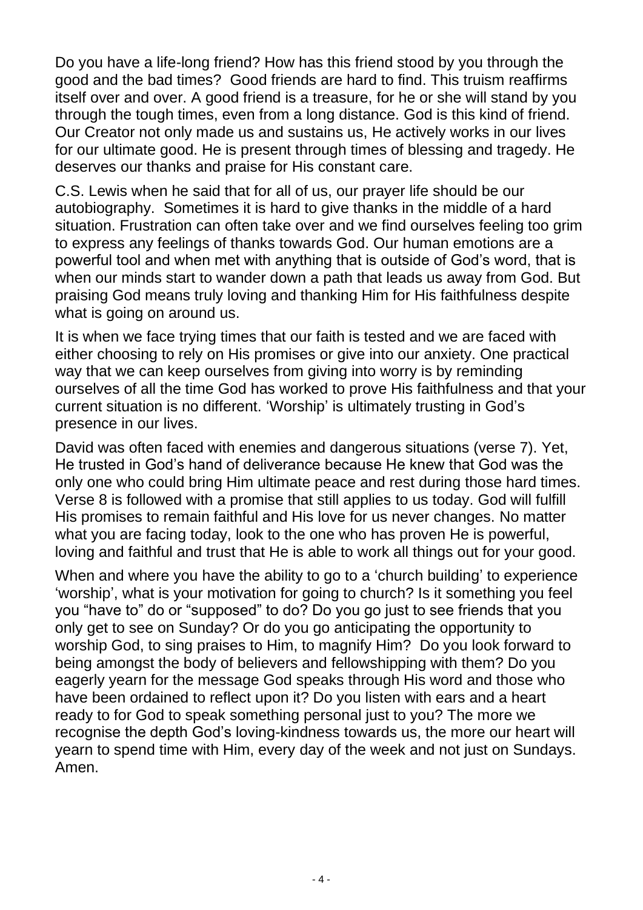Do you have a life-long friend? How has this friend stood by you through the good and the bad times? Good friends are hard to find. This truism reaffirms itself over and over. A good friend is a treasure, for he or she will stand by you through the tough times, even from a long distance. God is this kind of friend. Our Creator not only made us and sustains us, He actively works in our lives for our ultimate good. He is present through times of blessing and tragedy. He deserves our thanks and praise for His constant care.

C.S. Lewis when he said that for all of us, our prayer life should be our autobiography. Sometimes it is hard to give thanks in the middle of a hard situation. Frustration can often take over and we find ourselves feeling too grim to express any feelings of thanks towards God. Our human emotions are a powerful tool and when met with anything that is outside of God's word, that is when our minds start to wander down a path that leads us away from God. But praising God means truly loving and thanking Him for His faithfulness despite what is going on around us.

It is when we face trying times that our faith is tested and we are faced with either choosing to rely on His promises or give into our anxiety. One practical way that we can keep ourselves from giving into worry is by reminding ourselves of all the time God has worked to prove His faithfulness and that your current situation is no different. 'Worship' is ultimately trusting in God's presence in our lives.

David was often faced with enemies and dangerous situations (verse 7). Yet, He trusted in God's hand of deliverance because He knew that God was the only one who could bring Him ultimate peace and rest during those hard times. Verse 8 is followed with a promise that still applies to us today. God will fulfill His promises to remain faithful and His love for us never changes. No matter what you are facing today, look to the one who has proven He is powerful, loving and faithful and trust that He is able to work all things out for your good.

When and where you have the ability to go to a 'church building' to experience 'worship', what is your motivation for going to church? Is it something you feel you "have to" do or "supposed" to do? Do you go just to see friends that you only get to see on Sunday? Or do you go anticipating the opportunity to worship God, to sing praises to Him, to magnify Him? Do you look forward to being amongst the body of believers and fellowshipping with them? Do you eagerly yearn for the message God speaks through His word and those who have been ordained to reflect upon it? Do you listen with ears and a heart ready to for God to speak something personal just to you? The more we recognise the depth God's loving-kindness towards us, the more our heart will yearn to spend time with Him, every day of the week and not just on Sundays. Amen.